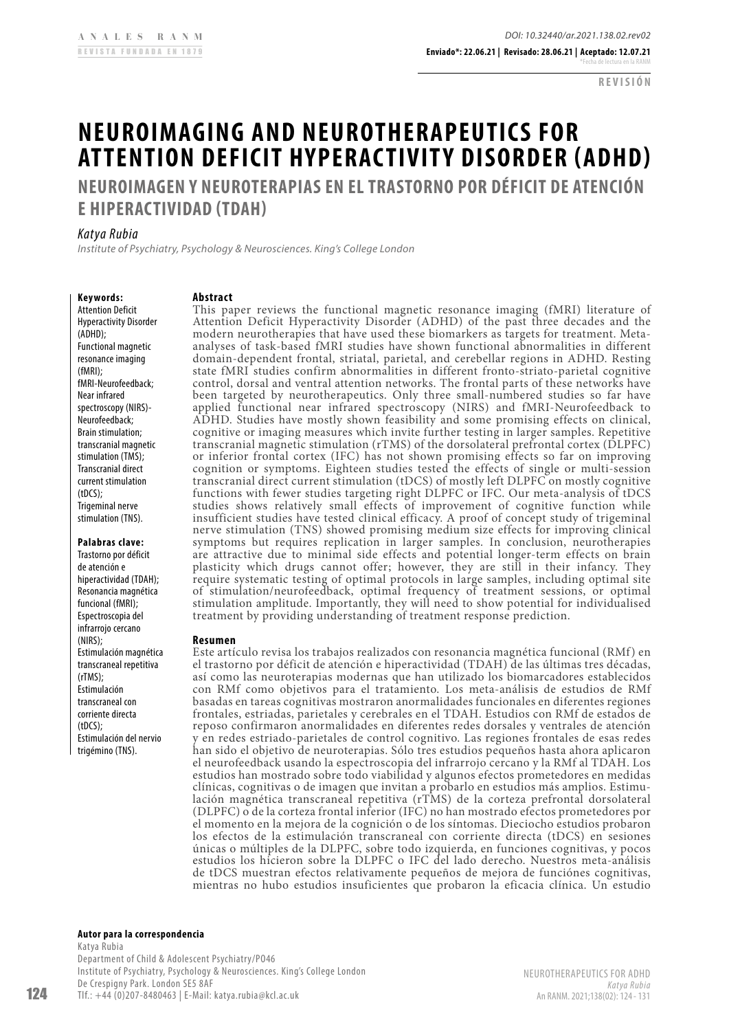DOI: 10.32440/ar.2021.138.02.rev02

**Enviado*: 22.06.21 | Revisado: 28.06.21 | Aceptado: 12.07.21**

*Fecha de lectura en la RANM

**REVISIÓN**

# NEUROIMAGING AND NEUROTHERAPEUTICS FOR ATTENTION DEFICIT HYPERACTIVITY DISORDER (ADHD)

## NEUROIMAGEN Y NEUROTERAPIAS EN EL TRASTORNO POR DÉFICIT DE ATENCIÓN E HIPERACTIVIDAD (TDAH)

*Katya Rubia*

*Institute of Psychiatry, Psychology & Neurosciences. King's College London*

**Keywords:**
Attention Deficit Hyperactivity Disorder (ADHD); Functional magnetic resonance imaging (fMRI); fMRI-Neurofeedback; Near infrared spectroscopy (NIRS)-Neurofeedback; Brain stimulation; transcranial magnetic stimulation (TMS); Transcranial direct current stimulation (tDCS); Trigeminal nerve stimulation (TNS).

**Palabras clave:**
Trastorno por déficit de atención e hiperactividad (TDAH); Resonancia magnética funcional (fMRI); Espectroscopia del infrarrojo cercano (NIRS); Estimulación magnética transcraneal repetitiva (rTMS); Estimulación transcraneal con corriente directa (tDCS); Estimulación del nervio trigémino (TNS).

**Abstract**

This paper reviews the functional magnetic resonance imaging (fMRI) literature of Attention Deficit Hyperactivity Disorder (ADHD) of the past three decades and the modern neurotherapies that have used these biomarkers as targets for treatment. Meta-analyses of task-based fMRI studies have shown functional abnormalities in different domain-dependent frontal, striatal, parietal, and cerebellar regions in ADHD. Resting state fMRI studies confirm abnormalities in different fronto-striato-parietal cognitive control, dorsal and ventral attention networks. The frontal parts of these networks have been targeted by neurotherapeutics. Only three small-numbered studies so far have applied functional near infrared spectroscopy (NIRS) and fMRI-Neurofeedback to ADHD. Studies have mostly shown feasibility and some promising effects on clinical, cognitive or imaging measures which invite further testing in larger samples. Repetitive transcranial magnetic stimulation (rTMS) of the dorsolateral prefrontal cortex (DLPFC) or inferior frontal cortex (IFC) has not shown promising effects so far on improving cognition or symptoms. Eighteen studies tested the effects of single or multi-session transcranial direct current stimulation (tDCS) of mostly left DLPFC on mostly cognitive functions with fewer studies targeting right DLPFC or IFC. Our meta-analysis of tDCS studies shows relatively small effects of improvement of cognitive function while insufficient studies have tested clinical efficacy. A proof of concept study of trigeminal nerve stimulation (TNS) showed promising medium size effects for improving clinical symptoms but requires replication in larger samples. In conclusion, neurotherapies are attractive due to minimal side effects and potential longer-term effects on brain plasticity which drugs cannot offer; however, they are still in their infancy. They require systematic testing of optimal protocols in large samples, including optimal site of stimulation/neurofeedback, optimal frequency of treatment sessions, or optimal stimulation amplitude. Importantly, they will need to show potential for individualised treatment by providing understanding of treatment response prediction.

**Resumen**

Este artículo revisa los trabajos realizados con resonancia magnética funcional (RMf) en el trastorno por déficit de atención e hiperactividad (TDAH) de las últimas tres décadas, así como las neuroterapias modernas que han utilizado los biomarcadores establecidos con RMf como objetivos para el tratamiento. Los meta-análisis de estudios de RMf basadas en tareas cognitivas mostraron anormalidades funcionales en diferentes regiones frontales, estriadas, parietales y cerebrales en el TDAH. Estudios con RMf de estados de reposo confirmaron anormalidades en diferentes redes dorsales y ventrales de atención y en redes estriado-parietales de control cognitivo. Las regiones frontales de esas redes han sido el objetivo de neuroterapias. Sólo tres estudios pequeños hasta ahora aplicaron el neurofeedback usando la espectroscopia del infrarrojo cercano y la RMf al TDAH. Los estudios han mostrado sobre todo viabilidad y algunos efectos prometedores en medidas clínicas, cognitivas o de imagen que invitan a probarlo en estudios más amplios. Estimulación magnética transcraneal repetitiva (rTMS) de la corteza prefrontal dorsolateral (DLPFC) o de la corteza frontal inferior (IFC) no han mostrado efectos prometedores por el momento en la mejora de la cognición o de los síntomas. Dieciocho estudios probaron los efectos de la estimulación transcraneal con corriente directa (tDCS) en sesiones únicas o múltiples de la DLPFC, sobre todo izquierda, en funciones cognitivas, y pocos estudios los hicieron sobre la DLPFC o IFC del lado derecho. Nuestros meta-análisis de tDCS muestran efectos relativamente pequeños de mejora de funciónes cognitivas, mientras no hubo estudios insuficientes que probaron la eficacia clínica. Un estudio

**Autor para la correspondencia**
Katya Rubia
Department of Child & Adolescent Psychiatry/PO46
Institute of Psychiatry, Psychology & Neurosciences. King's College London
De Crespigny Park. London SE5 8AF
Tlf.: +44 (0)207-8480463 | E-Mail: katya.rubia@kcl.ac.uk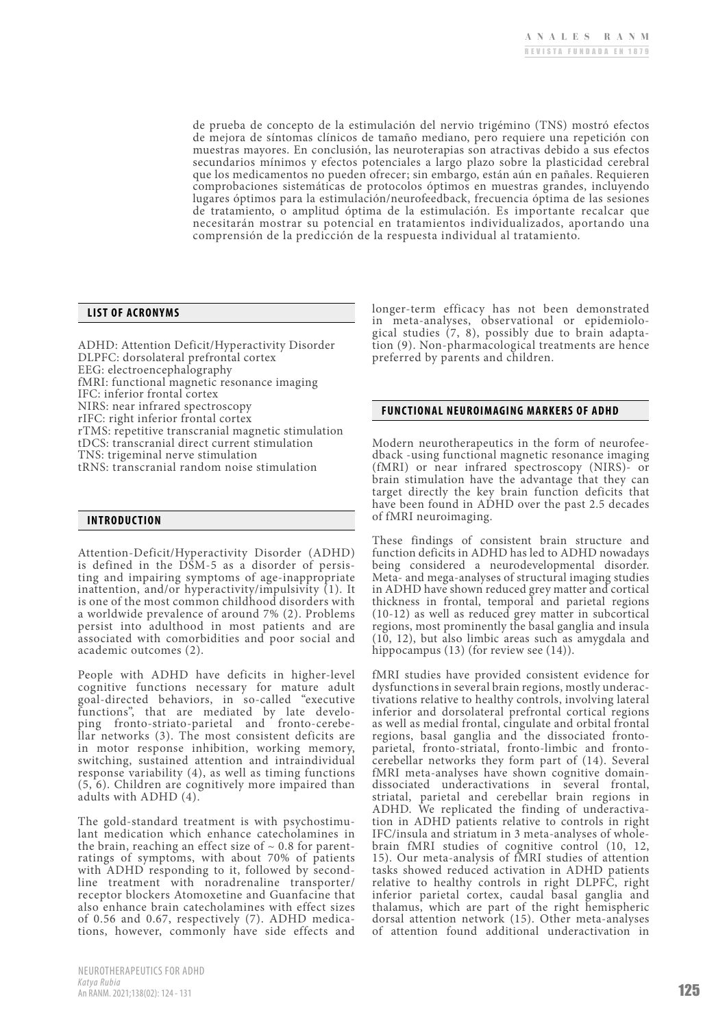de prueba de concepto de la estimulación del nervio trigémino (TNS) mostró efectos de mejora de síntomas clínicos de tamaño mediano, pero requiere una repetición con muestras mayores. En conclusión, las neuroterapias son atractivas debido a sus efectos secundarios mínimos y efectos potenciales a largo plazo sobre la plasticidad cerebral que los medicamentos no pueden ofrecer; sin embargo, están aún en pañales. Requieren comprobaciones sistemáticas de protocolos óptimos en muestras grandes, incluyendo lugares óptimos para la estimulación/neurofeedback, frecuencia óptima de las sesiones de tratamiento, o amplitud óptima de la estimulación. Es importante recalcar que necesitarán mostrar su potencial en tratamientos individualizados, aportando una comprensión de la predicción de la respuesta individual al tratamiento.

## LIST OF ACRONYMS

ADHD: Attention Deficit/Hyperactivity Disorder
DLPFC: dorsolateral prefrontal cortex
EEG: electroencephalography
fMRI: functional magnetic resonance imaging
IFC: inferior frontal cortex
NIRS: near infrared spectroscopy
rIFC: right inferior frontal cortex
rTMS: repetitive transcranial magnetic stimulation
tDCS: transcranial direct current stimulation
TNS: trigeminal nerve stimulation
tRNS: transcranial random noise stimulation

## INTRODUCTION

Attention-Deficit/Hyperactivity Disorder (ADHD) is defined in the DSM-5 as a disorder of persisting and impairing symptoms of age-inappropriate inattention, and/or hyperactivity/impulsivity (1). It is one of the most common childhood disorders with a worldwide prevalence of around 7% (2). Problems persist into adulthood in most patients and are associated with comorbidities and poor social and academic outcomes (2).

People with ADHD have deficits in higher-level cognitive functions necessary for mature adult goal-directed behaviors, in so-called "executive functions", that are mediated by late developing fronto-striato-parietal and fronto-cerebellar networks (3). The most consistent deficits are in motor response inhibition, working memory, switching, sustained attention and intraindividual response variability (4), as well as timing functions (5, 6). Children are cognitively more impaired than adults with ADHD (4).

The gold-standard treatment is with psychostimulant medication which enhance catecholamines in the brain, reaching an effect size of ~ 0.8 for parent-ratings of symptoms, with about 70% of patients with ADHD responding to it, followed by second-line treatment with noradrenaline transporter/receptor blockers Atomoxetine and Guanfacine that also enhance brain catecholamines with effect sizes of 0.56 and 0.67, respectively (7). ADHD medications, however, commonly have side effects and longer-term efficacy has not been demonstrated in meta-analyses, observational or epidemiological studies (7, 8), possibly due to brain adaptation (9). Non-pharmacological treatments are hence preferred by parents and children.

## FUNCTIONAL NEUROIMAGING MARKERS OF ADHD

Modern neurotherapeutics in the form of neurofeedback -using functional magnetic resonance imaging (fMRI) or near infrared spectroscopy (NIRS)- or brain stimulation have the advantage that they can target directly the key brain function deficits that have been found in ADHD over the past 2.5 decades of fMRI neuroimaging.

These findings of consistent brain structure and function deficits in ADHD has led to ADHD nowadays being considered a neurodevelopmental disorder. Meta- and mega-analyses of structural imaging studies in ADHD have shown reduced grey matter and cortical thickness in frontal, temporal and parietal regions (10-12) as well as reduced grey matter in subcortical regions, most prominently the basal ganglia and insula (10, 12), but also limbic areas such as amygdala and hippocampus (13) (for review see (14)).

fMRI studies have provided consistent evidence for dysfunctions in several brain regions, mostly underactivations relative to healthy controls, involving lateral inferior and dorsolateral prefrontal cortical regions as well as medial frontal, cingulate and orbital frontal regions, basal ganglia and the dissociated fronto-parietal, fronto-striatal, fronto-limbic and fronto-cerebellar networks they form part of (14). Several fMRI meta-analyses have shown cognitive domain-dissociated underactivations in several frontal, striatal, parietal and cerebellar brain regions in ADHD. We replicated the finding of underactivation in ADHD patients relative to controls in right IFC/insula and striatum in 3 meta-analyses of whole-brain fMRI studies of cognitive control (10, 12, 15). Our meta-analysis of fMRI studies of attention tasks showed reduced activation in ADHD patients relative to healthy controls in right DLPFC, right inferior parietal cortex, caudal basal ganglia and thalamus, which are part of the right hemispheric dorsal attention network (15). Other meta-analyses of attention found additional underactivation in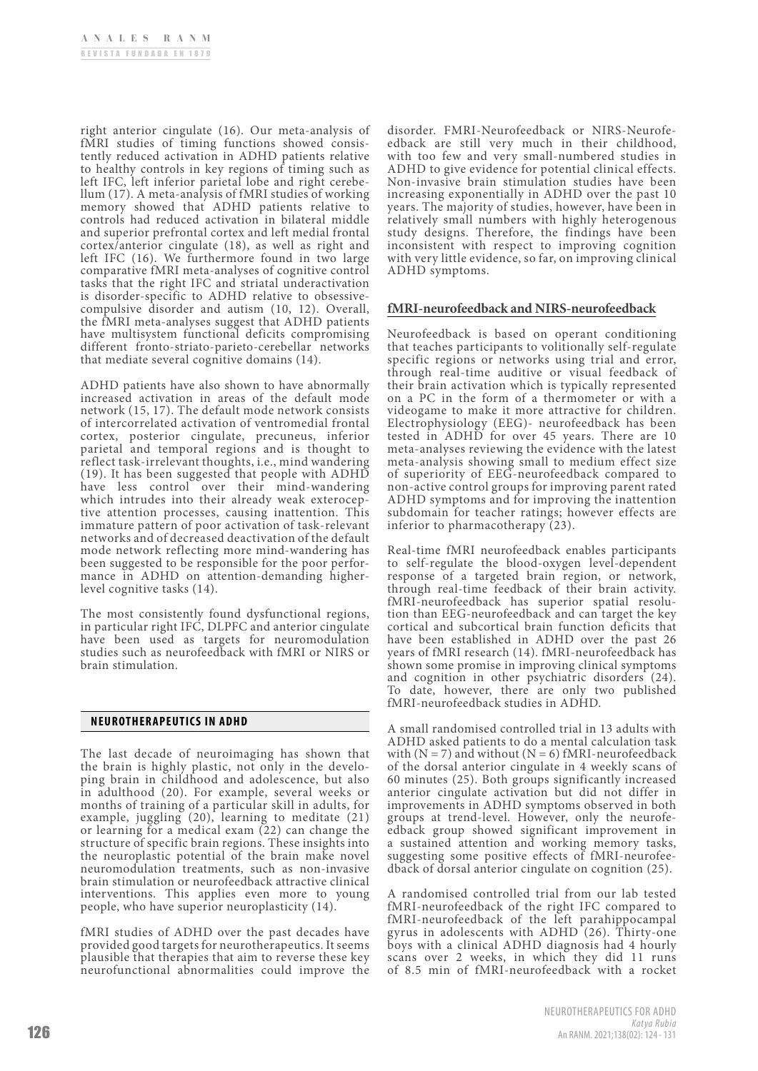right anterior cingulate (16). Our meta-analysis of fMRI studies of timing functions showed consistently reduced activation in ADHD patients relative to healthy controls in key regions of timing such as left IFC, left inferior parietal lobe and right cerebellum (17). A meta-analysis of fMRI studies of working memory showed that ADHD patients relative to controls had reduced activation in bilateral middle and superior prefrontal cortex and left medial frontal cortex/anterior cingulate (18), as well as right and left IFC (16). We furthermore found in two large comparative fMRI meta-analyses of cognitive control tasks that the right IFC and striatal underactivation is disorder-specific to ADHD relative to obsessive-compulsive disorder and autism (10, 12). Overall, the fMRI meta-analyses suggest that ADHD patients have multisystem functional deficits compromising different fronto-striato-parieto-cerebellar networks that mediate several cognitive domains (14).

ADHD patients have also shown to have abnormally increased activation in areas of the default mode network (15, 17). The default mode network consists of intercorrelated activation of ventromedial frontal cortex, posterior cingulate, precuneus, inferior parietal and temporal regions and is thought to reflect task-irrelevant thoughts, i.e., mind wandering (19). It has been suggested that people with ADHD have less control over their mind-wandering which intrudes into their already weak exteroceptive attention processes, causing inattention. This immature pattern of poor activation of task-relevant networks and of decreased deactivation of the default mode network reflecting more mind-wandering has been suggested to be responsible for the poor performance in ADHD on attention-demanding higher-level cognitive tasks (14).

The most consistently found dysfunctional regions, in particular right IFC, DLPFC and anterior cingulate have been used as targets for neuromodulation studies such as neurofeedback with fMRI or NIRS or brain stimulation.

## NEUROTHERAPEUTICS IN ADHD

The last decade of neuroimaging has shown that the brain is highly plastic, not only in the developing brain in childhood and adolescence, but also in adulthood (20). For example, several weeks or months of training of a particular skill in adults, for example, juggling (20), learning to meditate (21) or learning for a medical exam (22) can change the structure of specific brain regions. These insights into the neuroplastic potential of the brain make novel neuromodulation treatments, such as non-invasive brain stimulation or neurofeedback attractive clinical interventions. This applies even more to young people, who have superior neuroplasticity (14).

fMRI studies of ADHD over the past decades have provided good targets for neurotherapeutics. It seems plausible that therapies that aim to reverse these key neurofunctional abnormalities could improve the disorder. FMRI-Neurofeedback or NIRS-Neurofeedback are still very much in their childhood, with too few and very small-numbered studies in ADHD to give evidence for potential clinical effects. Non-invasive brain stimulation studies have been increasing exponentially in ADHD over the past 10 years. The majority of studies, however, have been in relatively small numbers with highly heterogenous study designs. Therefore, the findings have been inconsistent with respect to improving cognition with very little evidence, so far, on improving clinical ADHD symptoms.

### fMRI-neurofeedback and NIRS-neurofeedback

Neurofeedback is based on operant conditioning that teaches participants to volitionally self-regulate specific regions or networks using trial and error, through real-time auditive or visual feedback of their brain activation which is typically represented on a PC in the form of a thermometer or with a videogame to make it more attractive for children. Electrophysiology (EEG)- neurofeedback has been tested in ADHD for over 45 years. There are 10 meta-analyses reviewing the evidence with the latest meta-analysis showing small to medium effect size of superiority of EEG-neurofeedback compared to non-active control groups for improving parent rated ADHD symptoms and for improving the inattention subdomain for teacher ratings; however effects are inferior to pharmacotherapy (23).

Real-time fMRI neurofeedback enables participants to self-regulate the blood-oxygen level-dependent response of a targeted brain region, or network, through real-time feedback of their brain activity. fMRI-neurofeedback has superior spatial resolution than EEG-neurofeedback and can target the key cortical and subcortical brain function deficits that have been established in ADHD over the past 26 years of fMRI research (14). fMRI-neurofeedback has shown some promise in improving clinical symptoms and cognition in other psychiatric disorders (24). To date, however, there are only two published fMRI-neurofeedback studies in ADHD.

A small randomised controlled trial in 13 adults with ADHD asked patients to do a mental calculation task with (N = 7) and without (N = 6) fMRI-neurofeedback of the dorsal anterior cingulate in 4 weekly scans of 60 minutes (25). Both groups significantly increased anterior cingulate activation but did not differ in improvements in ADHD symptoms observed in both groups at trend-level. However, only the neurofeedback group showed significant improvement in a sustained attention and working memory tasks, suggesting some positive effects of fMRI-neurofeedback of dorsal anterior cingulate on cognition (25).

A randomised controlled trial from our lab tested fMRI-neurofeedback of the right IFC compared to fMRI-neurofeedback of the left parahippocampal gyrus in adolescents with ADHD (26). Thirty-one boys with a clinical ADHD diagnosis had 4 hourly scans over 2 weeks, in which they did 11 runs of 8.5 min of fMRI-neurofeedback with a rocket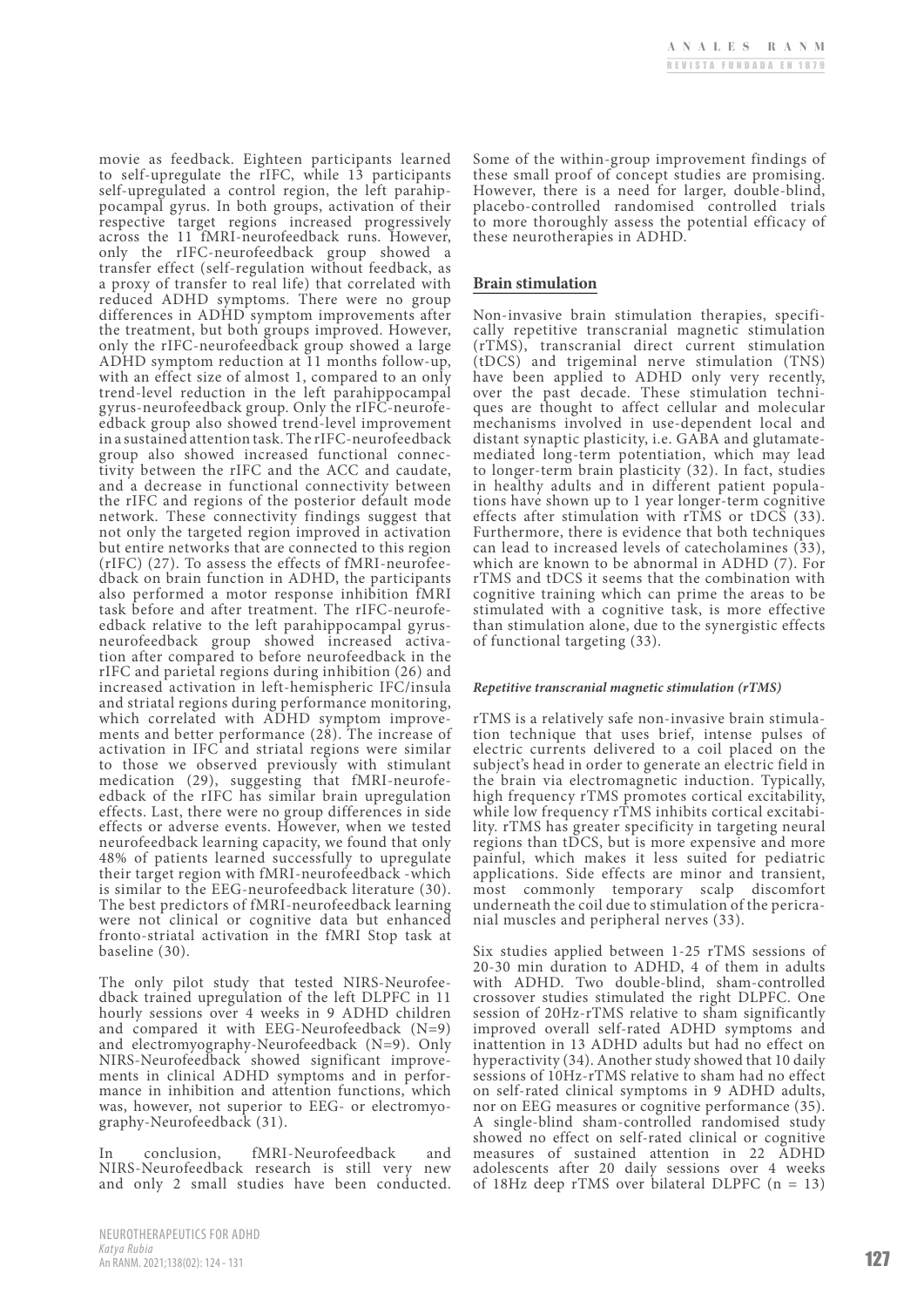movie as feedback. Eighteen participants learned to self-upregulate the rIFC, while 13 participants self-upregulated a control region, the left parahippocampal gyrus. In both groups, activation of their respective target regions increased progressively across the 11 fMRI-neurofeedback runs. However, only the rIFC-neurofeedback group showed a transfer effect (self-regulation without feedback, as a proxy of transfer to real life) that correlated with reduced ADHD symptoms. There were no group differences in ADHD symptom improvements after the treatment, but both groups improved. However, only the rIFC-neurofeedback group showed a large ADHD symptom reduction at 11 months follow-up, with an effect size of almost 1, compared to an only trend-level reduction in the left parahippocampal gyrus-neurofeedback group. Only the rIFC-neurofeedback group also showed trend-level improvement in a sustained attention task. The rIFC-neurofeedback group also showed increased functional connectivity between the rIFC and the ACC and caudate, and a decrease in functional connectivity between the rIFC and regions of the posterior default mode network. These connectivity findings suggest that not only the targeted region improved in activation but entire networks that are connected to this region (rIFC) (27). To assess the effects of fMRI-neurofeedback on brain function in ADHD, the participants also performed a motor response inhibition fMRI task before and after treatment. The rIFC-neurofeedback relative to the left parahippocampal gyrus-neurofeedback group showed increased activation after compared to before neurofeedback in the rIFC and parietal regions during inhibition (26) and increased activation in left-hemispheric IFC/insula and striatal regions during performance monitoring, which correlated with ADHD symptom improvements and better performance (28). The increase of activation in IFC and striatal regions were similar to those we observed previously with stimulant medication (29), suggesting that fMRI-neurofeedback of the rIFC has similar brain upregulation effects. Last, there were no group differences in side effects or adverse events. However, when we tested neurofeedback learning capacity, we found that only 48% of patients learned successfully to upregulate their target region with fMRI-neurofeedback -which is similar to the EEG-neurofeedback literature (30). The best predictors of fMRI-neurofeedback learning were not clinical or cognitive data but enhanced fronto-striatal activation in the fMRI Stop task at baseline (30).

The only pilot study that tested NIRS-Neurofeedback trained upregulation of the left DLPFC in 11 hourly sessions over 4 weeks in 9 ADHD children and compared it with EEG-Neurofeedback (N=9) and electromyography-Neurofeedback (N=9). Only NIRS-Neurofeedback showed significant improvements in clinical ADHD symptoms and in performance in inhibition and attention functions, which was, however, not superior to EEG- or electromyography-Neurofeedback (31).

In conclusion, fMRI-Neurofeedback and NIRS-Neurofeedback research is still very new and only 2 small studies have been conducted. Some of the within-group improvement findings of these small proof of concept studies are promising. However, there is a need for larger, double-blind, placebo-controlled randomised controlled trials to more thoroughly assess the potential efficacy of these neurotherapies in ADHD.

## Brain stimulation

Non-invasive brain stimulation therapies, specifically repetitive transcranial magnetic stimulation (rTMS), transcranial direct current stimulation (tDCS) and trigeminal nerve stimulation (TNS) have been applied to ADHD only very recently, over the past decade. These stimulation techniques are thought to affect cellular and molecular mechanisms involved in use-dependent local and distant synaptic plasticity, i.e. GABA and glutamate-mediated long-term potentiation, which may lead to longer-term brain plasticity (32). In fact, studies in healthy adults and in different patient populations have shown up to 1 year longer-term cognitive effects after stimulation with rTMS or tDCS (33). Furthermore, there is evidence that both techniques can lead to increased levels of catecholamines (33), which are known to be abnormal in ADHD (7). For rTMS and tDCS it seems that the combination with cognitive training which can prime the areas to be stimulated with a cognitive task, is more effective than stimulation alone, due to the synergistic effects of functional targeting (33).

### *Repetitive transcranial magnetic stimulation (rTMS)*

rTMS is a relatively safe non-invasive brain stimulation technique that uses brief, intense pulses of electric currents delivered to a coil placed on the subject's head in order to generate an electric field in the brain via electromagnetic induction. Typically, high frequency rTMS promotes cortical excitability, while low frequency rTMS inhibits cortical excitability. rTMS has greater specificity in targeting neural regions than tDCS, but is more expensive and more painful, which makes it less suited for pediatric applications. Side effects are minor and transient, most commonly temporary scalp discomfort underneath the coil due to stimulation of the pericranial muscles and peripheral nerves (33).

Six studies applied between 1-25 rTMS sessions of 20-30 min duration to ADHD, 4 of them in adults with ADHD. Two double-blind, sham-controlled crossover studies stimulated the right DLPFC. One session of 20Hz-rTMS relative to sham significantly improved overall self-rated ADHD symptoms and inattention in 13 ADHD adults but had no effect on hyperactivity (34). Another study showed that 10 daily sessions of 10Hz-rTMS relative to sham had no effect on self-rated clinical symptoms in 9 ADHD adults, nor on EEG measures or cognitive performance (35). A single-blind sham-controlled randomised study showed no effect on self-rated clinical or cognitive measures of sustained attention in 22 ADHD adolescents after 20 daily sessions over 4 weeks of 18Hz deep rTMS over bilateral DLPFC (n = 13)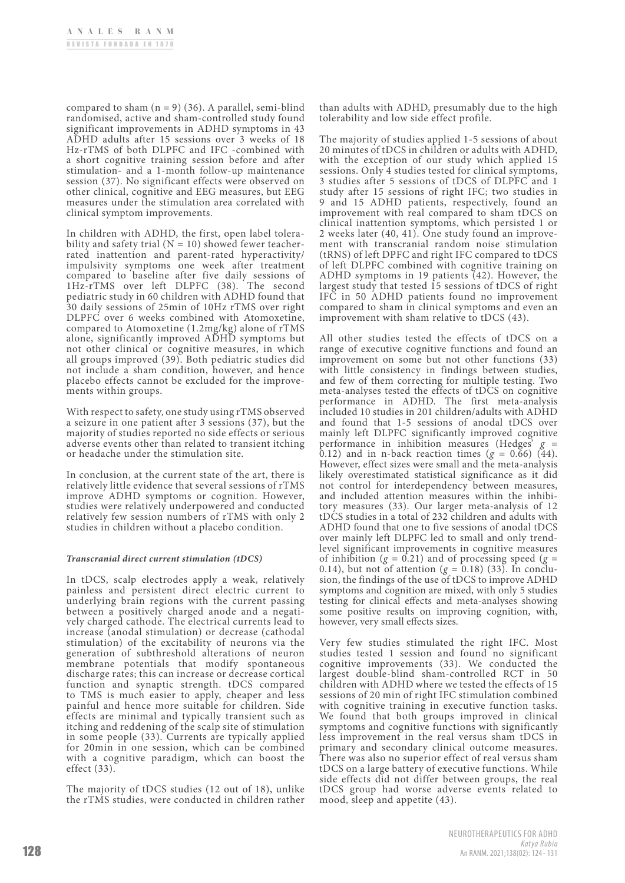compared to sham (n = 9) (36). A parallel, semi-blind randomised, active and sham-controlled study found significant improvements in ADHD symptoms in 43 ADHD adults after 15 sessions over 3 weeks of 18 Hz-rTMS of both DLPFC and IFC -combined with a short cognitive training session before and after stimulation- and a 1-month follow-up maintenance session (37). No significant effects were observed on other clinical, cognitive and EEG measures, but EEG measures under the stimulation area correlated with clinical symptom improvements.

In children with ADHD, the first, open label tolerability and safety trial (N = 10) showed fewer teacher-rated inattention and parent-rated hyperactivity/impulsivity symptoms compared to baseline after five daily sessions of 1Hz-rTMS over left DLPFC (38). The second pediatric study in 60 children with ADHD found that 30 daily sessions of 25min of 10Hz rTMS over right DLPFC over 6 weeks combined with Atomoxetine, compared to Atomoxetine (1.2mg/kg) alone of rTMS alone, significantly improved ADHD symptoms but not other clinical or cognitive measures, in which all groups improved (39). Both pediatric studies did not include a sham condition, however, and hence placebo effects cannot be excluded for the improvements within groups.

With respect to safety, one study using rTMS observed a seizure in one patient after 3 sessions (37), but the majority of studies reported no side effects or serious adverse events other than related to transient itching or headache under the stimulation site.

In conclusion, at the current state of the art, there is relatively little evidence that several sessions of rTMS improve ADHD symptoms or cognition. However, studies were relatively underpowered and conducted relatively few session numbers of rTMS with only 2 studies in children without a placebo condition.

#### *Transcranial direct current stimulation (tDCS)*

In tDCS, scalp electrodes apply a weak, relatively painless and persistent direct electric current to underlying brain regions with the current passing between a positively charged anode and a negatively charged cathode. The electrical currents lead to increase (anodal stimulation) or decrease (cathodal stimulation) of the excitability of neurons via the generation of subthreshold alterations of neuron membrane potentials that modify spontaneous discharge rates; this can increase or decrease cortical function and synaptic strength. tDCS compared to TMS is much easier to apply, cheaper and less painful and hence more suitable for children. Side effects are minimal and typically transient such as itching and reddening of the scalp site of stimulation in some people (33). Currents are typically applied for 20min in one session, which can be combined with a cognitive paradigm, which can boost the effect (33).

The majority of tDCS studies (12 out of 18), unlike the rTMS studies, were conducted in children rather than adults with ADHD, presumably due to the high tolerability and low side effect profile.

The majority of studies applied 1-5 sessions of about 20 minutes of tDCS in children or adults with ADHD, with the exception of our study which applied 15 sessions. Only 4 studies tested for clinical symptoms, 3 studies after 5 sessions of tDCS of DLPFC and 1 study after 15 sessions of right IFC; two studies in 9 and 15 ADHD patients, respectively, found an improvement with real compared to sham tDCS on clinical inattention symptoms, which persisted 1 or 2 weeks later (40, 41). One study found an improvement with transcranial random noise stimulation (tRNS) of left DPFC and right IFC compared to tDCS of left DLPFC combined with cognitive training on ADHD symptoms in 19 patients (42). However, the largest study that tested 15 sessions of tDCS of right IFC in 50 ADHD patients found no improvement compared to sham in clinical symptoms and even an improvement with sham relative to tDCS (43).

All other studies tested the effects of tDCS on a range of executive cognitive functions and found an improvement on some but not other functions (33) with little consistency in findings between studies, and few of them correcting for multiple testing. Two meta-analyses tested the effects of tDCS on cognitive performance in ADHD. The first meta-analysis included 10 studies in 201 children/adults with ADHD and found that 1-5 sessions of anodal tDCS over mainly left DLPFC significantly improved cognitive performance in inhibition measures (Hedges' $g$ = 0.12) and in n-back reaction times ($g$ = 0.66) (44). However, effect sizes were small and the meta-analysis likely overestimated statistical significance as it did not control for interdependency between measures, and included attention measures within the inhibitory measures (33). Our larger meta-analysis of 12 tDCS studies in a total of 232 children and adults with ADHD found that one to five sessions of anodal tDCS over mainly left DLPFC led to small and only trend-level significant improvements in cognitive measures of inhibition ($g$ = 0.21) and of processing speed ($g$ = 0.14), but not of attention ($g$ = 0.18) (33). In conclusion, the findings of the use of tDCS to improve ADHD symptoms and cognition are mixed, with only 5 studies testing for clinical effects and meta-analyses showing some positive results on improving cognition, with, however, very small effects sizes.

Very few studies stimulated the right IFC. Most studies tested 1 session and found no significant cognitive improvements (33). We conducted the largest double-blind sham-controlled RCT in 50 children with ADHD where we tested the effects of 15 sessions of 20 min of right IFC stimulation combined with cognitive training in executive function tasks. We found that both groups improved in clinical symptoms and cognitive functions with significantly less improvement in the real versus sham tDCS in primary and secondary clinical outcome measures. There was also no superior effect of real versus sham tDCS on a large battery of executive functions. While side effects did not differ between groups, the real tDCS group had worse adverse events related to mood, sleep and appetite (43).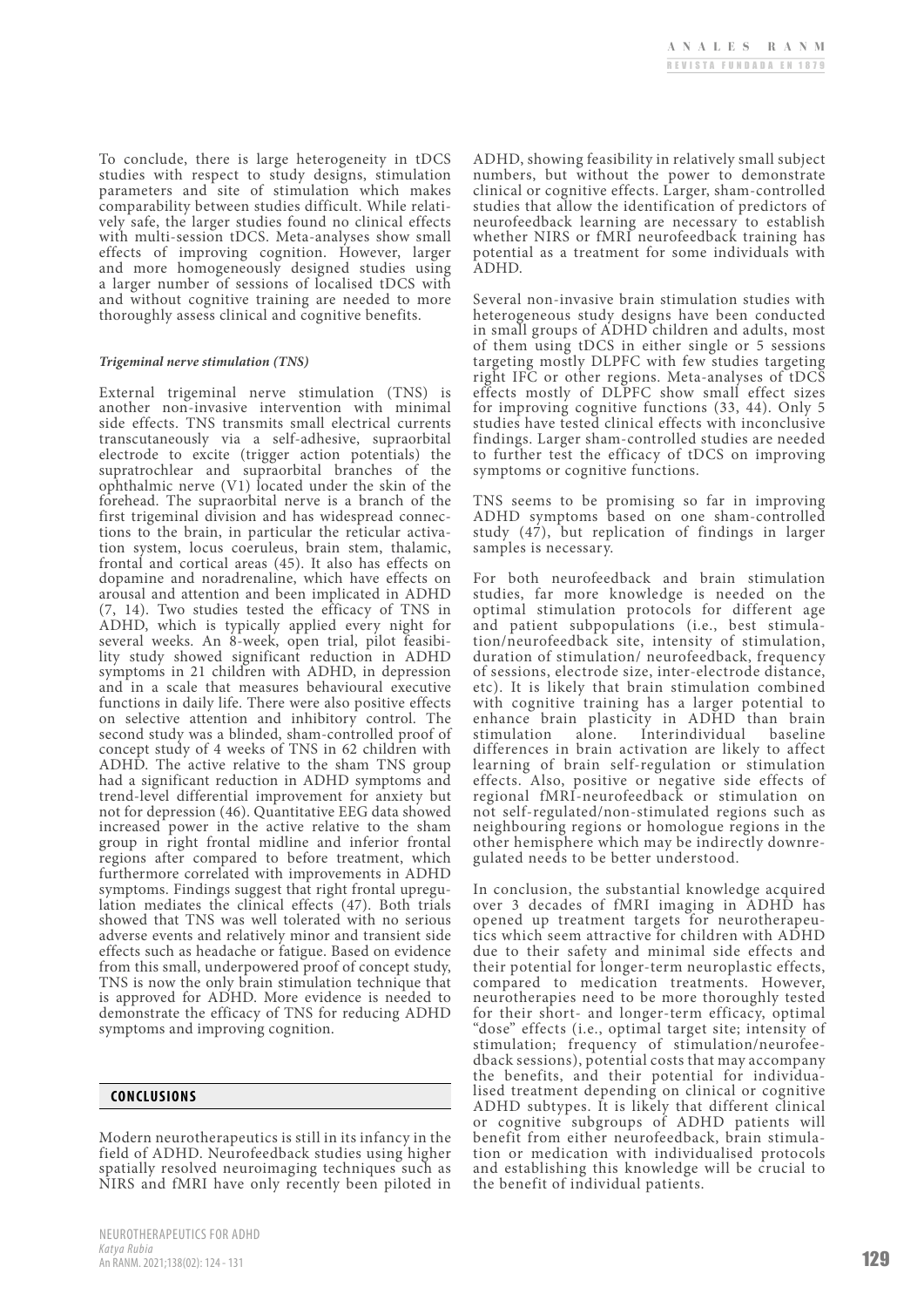To conclude, there is large heterogeneity in tDCS studies with respect to study designs, stimulation parameters and site of stimulation which makes comparability between studies difficult. While relatively safe, the larger studies found no clinical effects with multi-session tDCS. Meta-analyses show small effects of improving cognition. However, larger and more homogeneously designed studies using a larger number of sessions of localised tDCS with and without cognitive training are needed to more thoroughly assess clinical and cognitive benefits.

### *Trigeminal nerve stimulation (TNS)*

External trigeminal nerve stimulation (TNS) is another non-invasive intervention with minimal side effects. TNS transmits small electrical currents transcutaneously via a self-adhesive, supraorbital electrode to excite (trigger action potentials) the supratrochlear and supraorbital branches of the ophthalmic nerve (V1) located under the skin of the forehead. The supraorbital nerve is a branch of the first trigeminal division and has widespread connections to the brain, in particular the reticular activation system, locus coeruleus, brain stem, thalamic, frontal and cortical areas (45). It also has effects on dopamine and noradrenaline, which have effects on arousal and attention and been implicated in ADHD (7, 14). Two studies tested the efficacy of TNS in ADHD, which is typically applied every night for several weeks. An 8-week, open trial, pilot feasibility study showed significant reduction in ADHD symptoms in 21 children with ADHD, in depression and in a scale that measures behavioural executive functions in daily life. There were also positive effects on selective attention and inhibitory control. The second study was a blinded, sham-controlled proof of concept study of 4 weeks of TNS in 62 children with ADHD. The active relative to the sham TNS group had a significant reduction in ADHD symptoms and trend-level differential improvement for anxiety but not for depression (46). Quantitative EEG data showed increased power in the active relative to the sham group in right frontal midline and inferior frontal regions after compared to before treatment, which furthermore correlated with improvements in ADHD symptoms. Findings suggest that right frontal upregulation mediates the clinical effects (47). Both trials showed that TNS was well tolerated with no serious adverse events and relatively minor and transient side effects such as headache or fatigue. Based on evidence from this small, underpowered proof of concept study, TNS is now the only brain stimulation technique that is approved for ADHD. More evidence is needed to demonstrate the efficacy of TNS for reducing ADHD symptoms and improving cognition.

## CONCLUSIONS

Modern neurotherapeutics is still in its infancy in the field of ADHD. Neurofeedback studies using higher spatially resolved neuroimaging techniques such as NIRS and fMRI have only recently been piloted in ADHD, showing feasibility in relatively small subject numbers, but without the power to demonstrate clinical or cognitive effects. Larger, sham-controlled studies that allow the identification of predictors of neurofeedback learning are necessary to establish whether NIRS or fMRI neurofeedback training has potential as a treatment for some individuals with ADHD.

Several non-invasive brain stimulation studies with heterogeneous study designs have been conducted in small groups of ADHD children and adults, most of them using tDCS in either single or 5 sessions targeting mostly DLPFC with few studies targeting right IFC or other regions. Meta-analyses of tDCS effects mostly of DLPFC show small effect sizes for improving cognitive functions (33, 44). Only 5 studies have tested clinical effects with inconclusive findings. Larger sham-controlled studies are needed to further test the efficacy of tDCS on improving symptoms or cognitive functions.

TNS seems to be promising so far in improving ADHD symptoms based on one sham-controlled study (47), but replication of findings in larger samples is necessary.

For both neurofeedback and brain stimulation studies, far more knowledge is needed on the optimal stimulation protocols for different age and patient subpopulations (i.e., best stimulation/neurofeedback site, intensity of stimulation, duration of stimulation/ neurofeedback, frequency of sessions, electrode size, inter-electrode distance, etc). It is likely that brain stimulation combined with cognitive training has a larger potential to enhance brain plasticity in ADHD than brain stimulation alone. Interindividual baseline differences in brain activation are likely to affect learning of brain self-regulation or stimulation effects. Also, positive or negative side effects of regional fMRI-neurofeedback or stimulation on not self-regulated/non-stimulated regions such as neighbouring regions or homologue regions in the other hemisphere which may be indirectly downregulated needs to be better understood.

In conclusion, the substantial knowledge acquired over 3 decades of fMRI imaging in ADHD has opened up treatment targets for neurotherapeutics which seem attractive for children with ADHD due to their safety and minimal side effects and their potential for longer-term neuroplastic effects, compared to medication treatments. However, neurotherapies need to be more thoroughly tested for their short- and longer-term efficacy, optimal "dose" effects (i.e., optimal target site; intensity of stimulation; frequency of stimulation/neurofeedback sessions), potential costs that may accompany the benefits, and their potential for individualised treatment depending on clinical or cognitive ADHD subtypes. It is likely that different clinical or cognitive subgroups of ADHD patients will benefit from either neurofeedback, brain stimulation or medication with individualised protocols and establishing this knowledge will be crucial to the benefit of individual patients.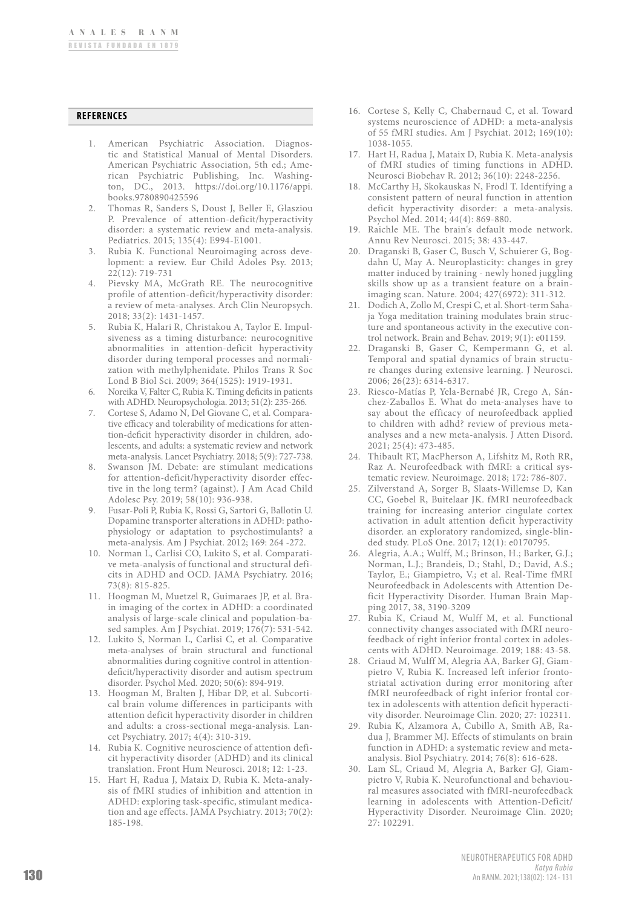## REFERENCES

1. American Psychiatric Association. Diagnostic and Statistical Manual of Mental Disorders. American Psychiatric Association, 5th ed.; American Psychiatric Publishing, Inc. Washington, DC., 2013. https://doi.org/10.1176/appi.books.9780890425596
2. Thomas R, Sanders S, Doust J, Beller E, Glasziou P. Prevalence of attention-deficit/hyperactivity disorder: a systematic review and meta-analysis. Pediatrics. 2015; 135(4): E994-E1001.
3. Rubia K. Functional Neuroimaging across development: a review. Eur Child Adoles Psy. 2013; 22(12): 719-731
4. Pievsky MA, McGrath RE. The neurocognitive profile of attention-deficit/hyperactivity disorder: a review of meta-analyses. Arch Clin Neuropsych. 2018; 33(2): 1431-1457.
5. Rubia K, Halari R, Christakou A, Taylor E. Impulsiveness as a timing disturbance: neurocognitive abnormalities in attention-deficit hyperactivity disorder during temporal processes and normalization with methylphenidate. Philos Trans R Soc Lond B Biol Sci. 2009; 364(1525): 1919-1931.
6. Noreika V, Falter C, Rubia K. Timing deficits in patients with ADHD. Neuropsychologia. 2013; 51(2): 235-266.
7. Cortese S, Adamo N, Del Giovane C, et al. Comparative efficacy and tolerability of medications for attention-deficit hyperactivity disorder in children, adolescents, and adults: a systematic review and network meta-analysis. Lancet Psychiatry. 2018; 5(9): 727-738.
8. Swanson JM. Debate: are stimulant medications for attention-deficit/hyperactivity disorder effective in the long term? (against). J Am Acad Child Adolesc Psy. 2019; 58(10): 936-938.
9. Fusar-Poli P, Rubia K, Rossi G, Sartori G, Ballotin U. Dopamine transporter alterations in ADHD: pathophysiology or adaptation to psychostimulants? a meta-analysis. Am J Psychiat. 2012; 169: 264 -272.
10. Norman L, Carlisi CO, Lukito S, et al. Comparative meta-analysis of functional and structural deficits in ADHD and OCD. JAMA Psychiatry. 2016; 73(8): 815-825.
11. Hoogman M, Muetzel R, Guimaraes JP, et al. Brain imaging of the cortex in ADHD: a coordinated analysis of large-scale clinical and population-based samples. Am J Psychiat. 2019; 176(7): 531-542.
12. Lukito S, Norman L, Carlisi C, et al. Comparative meta-analyses of brain structural and functional abnormalities during cognitive control in attention-deficit/hyperactivity disorder and autism spectrum disorder. Psychol Med. 2020; 50(6): 894-919.
13. Hoogman M, Bralten J, Hibar DP, et al. Subcortical brain volume differences in participants with attention deficit hyperactivity disorder in children and adults: a cross-sectional mega-analysis. Lancet Psychiatry. 2017; 4(4): 310-319.
14. Rubia K. Cognitive neuroscience of attention deficit hyperactivity disorder (ADHD) and its clinical translation. Front Hum Neurosci. 2018; 12: 1-23.
15. Hart H, Radua J, Mataix D, Rubia K. Meta-analysis of fMRI studies of inhibition and attention in ADHD: exploring task-specific, stimulant medication and age effects. JAMA Psychiatry. 2013; 70(2): 185-198.
16. Cortese S, Kelly C, Chabernaud C, et al. Toward systems neuroscience of ADHD: a meta-analysis of 55 fMRI studies. Am J Psychiat. 2012; 169(10): 1038-1055.
17. Hart H, Radua J, Mataix D, Rubia K. Meta-analysis of fMRI studies of timing functions in ADHD. Neurosci Biobehav R. 2012; 36(10): 2248-2256.
18. McCarthy H, Skokauskas N, Frodl T. Identifying a consistent pattern of neural function in attention deficit hyperactivity disorder: a meta-analysis. Psychol Med. 2014; 44(4): 869-880.
19. Raichle ME. The brain's default mode network. Annu Rev Neurosci. 2015; 38: 433-447.
20. Draganski B, Gaser C, Busch V, Schuierer G, Bogdahn U, May A. Neuroplasticity: changes in grey matter induced by training - newly honed juggling skills show up as a transient feature on a brain-imaging scan. Nature. 2004; 427(6972): 311-312.
21. Dodich A, Zollo M, Crespi C, et al. Short-term Sahaja Yoga meditation training modulates brain structure and spontaneous activity in the executive control network. Brain and Behav. 2019; 9(1): e01159.
22. Draganski B, Gaser C, Kempermann G, et al. Temporal and spatial dynamics of brain structure changes during extensive learning. J Neurosci. 2006; 26(23): 6314-6317.
23. Riesco-Matías P, Yela-Bernabé JR, Crego A, Sánchez-Zaballos E. What do meta-analyses have to say about the efficacy of neurofeedback applied to children with adhd? review of previous meta-analyses and a new meta-analysis. J Atten Disord. 2021; 25(4): 473-485.
24. Thibault RT, MacPherson A, Lifshitz M, Roth RR, Raz A. Neurofeedback with fMRI: a critical systematic review. Neuroimage. 2018; 172: 786-807.
25. Zilverstand A, Sorger B, Slaats-Willemse D, Kan CC, Goebel R, Buitelaar JK. fMRI neurofeedback training for increasing anterior cingulate cortex activation in adult attention deficit hyperactivity disorder. an exploratory randomized, single-blinded study. PLoS One. 2017; 12(1): e0170795.
26. Alegria, A.A.; Wulff, M.; Brinson, H.; Barker, G.J.; Norman, L.J.; Brandeis, D.; Stahl, D.; David, A.S.; Taylor, E.; Giampietro, V.; et al. Real-Time fMRI Neurofeedback in Adolescents with Attention Deficit Hyperactivity Disorder. Human Brain Mapping 2017, 38, 3190-3209
27. Rubia K, Criaud M, Wulff M, et al. Functional connectivity changes associated with fMRI neurofeedback of right inferior frontal cortex in adolescents with ADHD. Neuroimage. 2019; 188: 43-58.
28. Criaud M, Wulff M, Alegria AA, Barker GJ, Giampietro V, Rubia K. Increased left inferior fronto-striatal activation during error monitoring after fMRI neurofeedback of right inferior frontal cortex in adolescents with attention deficit hyperactivity disorder. Neuroimage Clin. 2020; 27: 102311.
29. Rubia K, Alzamora A, Cubillo A, Smith AB, Radua J, Brammer MJ. Effects of stimulants on brain function in ADHD: a systematic review and meta-analysis. Biol Psychiatry. 2014; 76(8): 616-628.
30. Lam SL, Criaud M, Alegria A, Barker GJ, Giampietro V, Rubia K. Neurofunctional and behavioural measures associated with fMRI-neurofeedback learning in adolescents with Attention-Deficit/Hyperactivity Disorder. Neuroimage Clin. 2020; 27: 102291.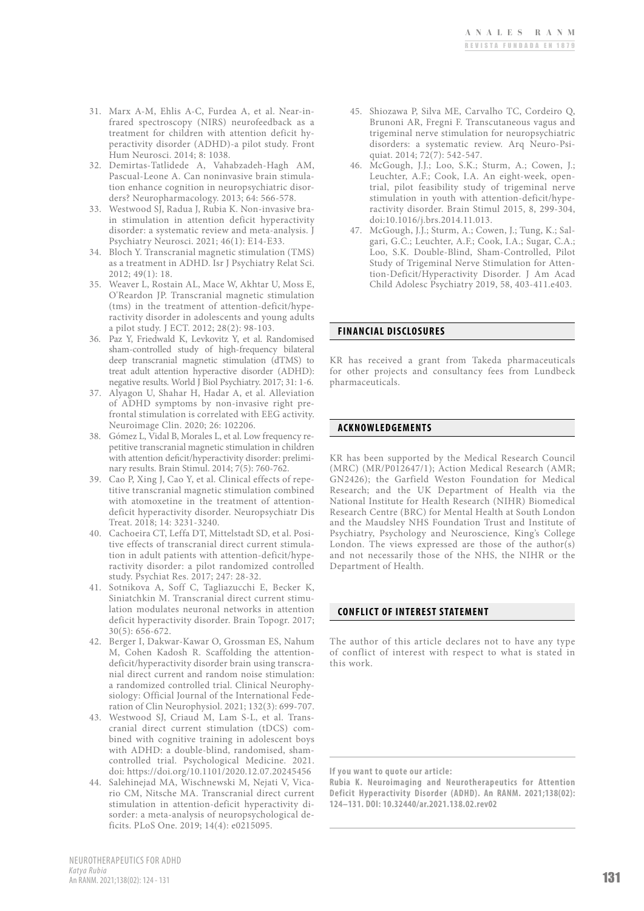31. Marx A-M, Ehlis A-C, Furdea A, et al. Near-infrared spectroscopy (NIRS) neurofeedback as a treatment for children with attention deficit hyperactivity disorder (ADHD)-a pilot study. Front Hum Neurosci. 2014; 8: 1038.
32. Demirtas-Tatlidede A, Vahabzadeh-Hagh AM, Pascual-Leone A. Can noninvasive brain stimulation enhance cognition in neuropsychiatric disorders? Neuropharmacology. 2013; 64: 566-578.
33. Westwood SJ, Radua J, Rubia K. Non-invasive brain stimulation in attention deficit hyperactivity disorder: a systematic review and meta-analysis. J Psychiatry Neurosci. 2021; 46(1): E14-E33.
34. Bloch Y. Transcranial magnetic stimulation (TMS) as a treatment in ADHD. Isr J Psychiatry Relat Sci. 2012; 49(1): 18.
35. Weaver L, Rostain AL, Mace W, Akhtar U, Moss E, O'Reardon JP. Transcranial magnetic stimulation (tms) in the treatment of attention-deficit/hyperactivity disorder in adolescents and young adults a pilot study. J ECT. 2012; 28(2): 98-103.
36. Paz Y, Friedwald K, Levkovitz Y, et al. Randomised sham-controlled study of high-frequency bilateral deep transcranial magnetic stimulation (dTMS) to treat adult attention hyperactive disorder (ADHD): negative results. World J Biol Psychiatry. 2017; 31: 1-6.
37. Alyagon U, Shahar H, Hadar A, et al. Alleviation of ADHD symptoms by non-invasive right prefrontal stimulation is correlated with EEG activity. Neuroimage Clin. 2020; 26: 102206.
38. Gómez L, Vidal B, Morales L, et al. Low frequency repetitive transcranial magnetic stimulation in children with attention deficit/hyperactivity disorder: preliminary results. Brain Stimul. 2014; 7(5): 760-762.
39. Cao P, Xing J, Cao Y, et al. Clinical effects of repetitive transcranial magnetic stimulation combined with atomoxetine in the treatment of attention-deficit hyperactivity disorder. Neuropsychiatr Dis Treat. 2018; 14: 3231-3240.
40. Cachoeira CT, Leffa DT, Mittelstadt SD, et al. Positive effects of transcranial direct current stimulation in adult patients with attention-deficit/hyperactivity disorder: a pilot randomized controlled study. Psychiat Res. 2017; 247: 28-32.
41. Sotnikova A, Soff C, Tagliazucchi E, Becker K, Siniatchkin M. Transcranial direct current stimulation modulates neuronal networks in attention deficit hyperactivity disorder. Brain Topogr. 2017; 30(5): 656-672.
42. Berger I, Dakwar-Kawar O, Grossman ES, Nahum M, Cohen Kadosh R. Scaffolding the attention-deficit/hyperactivity disorder brain using transcranial direct current and random noise stimulation: a randomized controlled trial. Clinical Neurophysiology: Official Journal of the International Federation of Clin Neurophysiol. 2021; 132(3): 699-707.
43. Westwood SJ, Criaud M, Lam S-L, et al. Transcranial direct current stimulation (tDCS) combined with cognitive training in adolescent boys with ADHD: a double-blind, randomised, sham-controlled trial. Psychological Medicine. 2021. doi: https://doi.org/10.1101/2020.12.07.20245456
44. Salehinejad MA, Wischnewski M, Nejati V, Vicario CM, Nitsche MA. Transcranial direct current stimulation in attention-deficit hyperactivity disorder: a meta-analysis of neuropsychological deficits. PLoS One. 2019; 14(4): e0215095.
45. Shiozawa P, Silva ME, Carvalho TC, Cordeiro Q, Brunoni AR, Fregni F. Transcutaneous vagus and trigeminal nerve stimulation for neuropsychiatric disorders: a systematic review. Arq Neuro-Psiquiat. 2014; 72(7): 542-547.
46. McGough, J.J.; Loo, S.K.; Sturm, A.; Cowen, J.; Leuchter, A.F.; Cook, I.A. An eight-week, open-trial, pilot feasibility study of trigeminal nerve stimulation in youth with attention-deficit/hyperactivity disorder. Brain Stimul 2015, 8, 299-304, doi:10.1016/j.brs.2014.11.013.
47. McGough, J.J.; Sturm, A.; Cowen, J.; Tung, K.; Salgari, G.C.; Leuchter, A.F.; Cook, I.A.; Sugar, C.A.; Loo, S.K. Double-Blind, Sham-Controlled, Pilot Study of Trigeminal Nerve Stimulation for Attention-Deficit/Hyperactivity Disorder. J Am Acad Child Adolesc Psychiatry 2019, 58, 403-411.e403.

## FINANCIAL DISCLOSURES

KR has received a grant from Takeda pharmaceuticals for other projects and consultancy fees from Lundbeck pharmaceuticals.

## ACKNOWLEDGEMENTS

KR has been supported by the Medical Research Council (MRC) (MR/P012647/1); Action Medical Research (AMR; GN2426); the Garfield Weston Foundation for Medical Research; and the UK Department of Health via the National Institute for Health Research (NIHR) Biomedical Research Centre (BRC) for Mental Health at South London and the Maudsley NHS Foundation Trust and Institute of Psychiatry, Psychology and Neuroscience, King's College London. The views expressed are those of the author(s) and not necessarily those of the NHS, the NIHR or the Department of Health.

## CONFLICT OF INTEREST STATEMENT

The author of this article declares not to have any type of conflict of interest with respect to what is stated in this work.

**If you want to quote our article:**

**Rubia K. Neuroimaging and Neurotherapeutics for Attention Deficit Hyperactivity Disorder (ADHD). An RANM. 2021;138(02): 124–131. DOI: 10.32440/ar.2021.138.02.rev02**